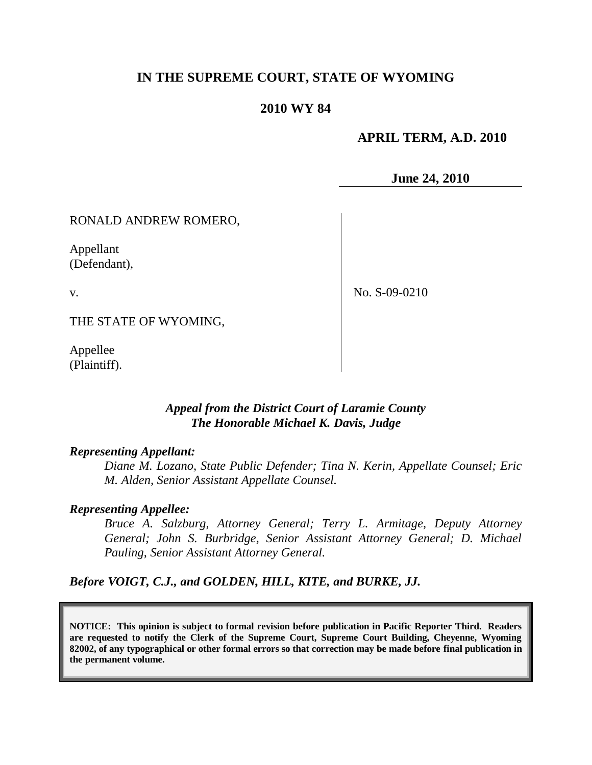# IN THE SUPREME COURT, STATE OF WYOMING

## 2010 WY 84

**APRIL TERM, A.D. 2010**

**June 24, 2010**

| | |
|---|---|
| RONALD ANDREW ROMERO,<br><br>Appellant<br>(Defendant),<br><br>v.<br><br>THE STATE OF WYOMING,<br><br>Appellee<br>(Plaintiff). | No. S-09-0210 |

***Appeal from the District Court of Laramie County***
***The Honorable Michael K. Davis, Judge***

***Representing Appellant:***

*Diane M. Lozano, State Public Defender; Tina N. Kerin, Appellate Counsel; Eric M. Alden, Senior Assistant Appellate Counsel.*

***Representing Appellee:***

*Bruce A. Salzburg, Attorney General; Terry L. Armitage, Deputy Attorney General; John S. Burbridge, Senior Assistant Attorney General; D. Michael Pauling, Senior Assistant Attorney General.*

***Before VOIGT, C.J., and GOLDEN, HILL, KITE, and BURKE, JJ.***

**NOTICE: This opinion is subject to formal revision before publication in Pacific Reporter Third. Readers are requested to notify the Clerk of the Supreme Court, Supreme Court Building, Cheyenne, Wyoming 82002, of any typographical or other formal errors so that correction may be made before final publication in the permanent volume.**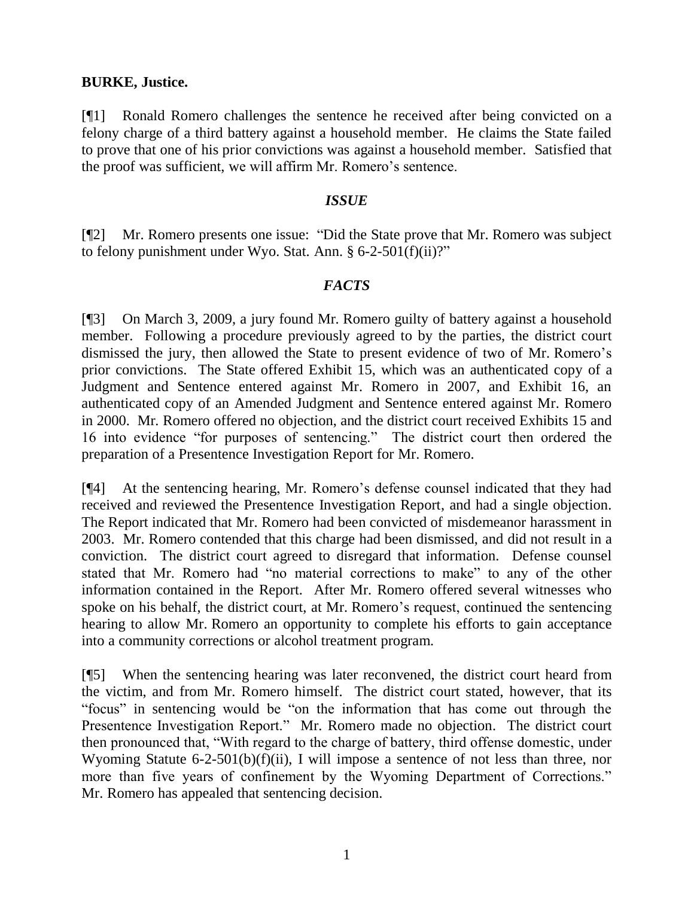**BURKE, Justice.**

[¶1] Ronald Romero challenges the sentence he received after being convicted on a felony charge of a third battery against a household member. He claims the State failed to prove that one of his prior convictions was against a household member. Satisfied that the proof was sufficient, we will affirm Mr. Romero's sentence.

## *ISSUE*

[¶2] Mr. Romero presents one issue: "Did the State prove that Mr. Romero was subject to felony punishment under Wyo. Stat. Ann. § 6-2-501(f)(ii)?"

## *FACTS*

[¶3] On March 3, 2009, a jury found Mr. Romero guilty of battery against a household member. Following a procedure previously agreed to by the parties, the district court dismissed the jury, then allowed the State to present evidence of two of Mr. Romero's prior convictions. The State offered Exhibit 15, which was an authenticated copy of a Judgment and Sentence entered against Mr. Romero in 2007, and Exhibit 16, an authenticated copy of an Amended Judgment and Sentence entered against Mr. Romero in 2000. Mr. Romero offered no objection, and the district court received Exhibits 15 and 16 into evidence "for purposes of sentencing." The district court then ordered the preparation of a Presentence Investigation Report for Mr. Romero.

[¶4] At the sentencing hearing, Mr. Romero's defense counsel indicated that they had received and reviewed the Presentence Investigation Report, and had a single objection. The Report indicated that Mr. Romero had been convicted of misdemeanor harassment in 2003. Mr. Romero contended that this charge had been dismissed, and did not result in a conviction. The district court agreed to disregard that information. Defense counsel stated that Mr. Romero had "no material corrections to make" to any of the other information contained in the Report. After Mr. Romero offered several witnesses who spoke on his behalf, the district court, at Mr. Romero's request, continued the sentencing hearing to allow Mr. Romero an opportunity to complete his efforts to gain acceptance into a community corrections or alcohol treatment program.

[¶5] When the sentencing hearing was later reconvened, the district court heard from the victim, and from Mr. Romero himself. The district court stated, however, that its "focus" in sentencing would be "on the information that has come out through the Presentence Investigation Report." Mr. Romero made no objection. The district court then pronounced that, "With regard to the charge of battery, third offense domestic, under Wyoming Statute 6-2-501(b)(f)(ii), I will impose a sentence of not less than three, nor more than five years of confinement by the Wyoming Department of Corrections." Mr. Romero has appealed that sentencing decision.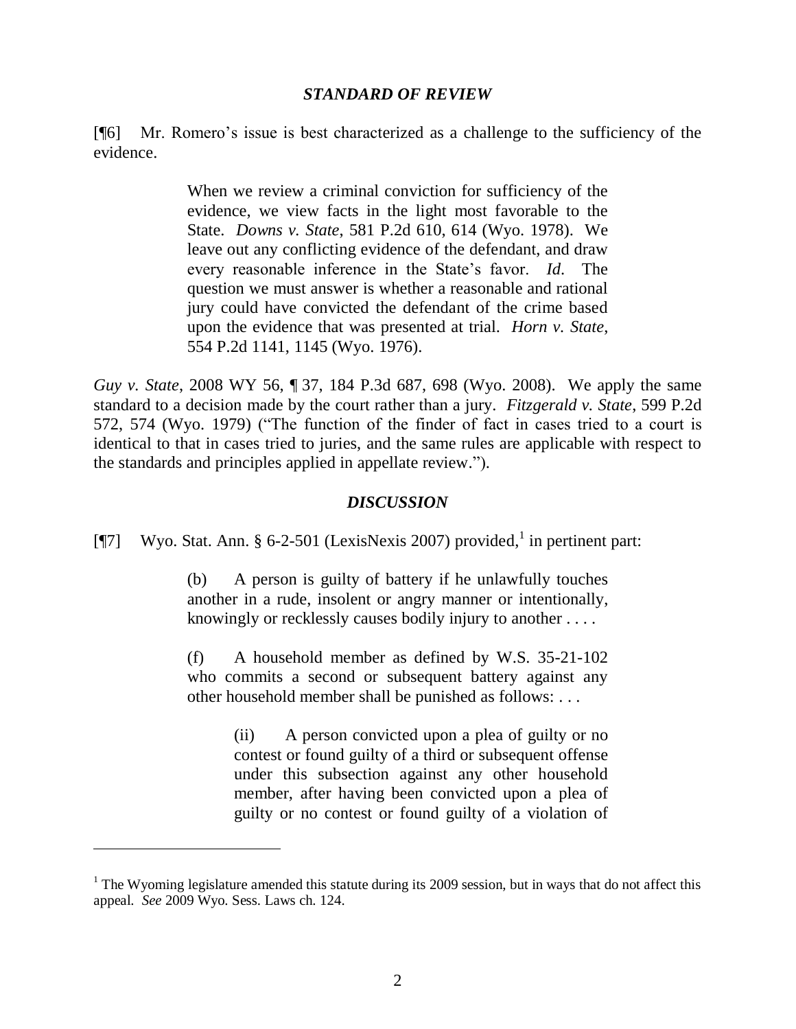### *STANDARD OF REVIEW*

[¶6] Mr. Romero's issue is best characterized as a challenge to the sufficiency of the evidence.

> When we review a criminal conviction for sufficiency of the evidence, we view facts in the light most favorable to the State. *Downs v. State*, 581 P.2d 610, 614 (Wyo. 1978). We leave out any conflicting evidence of the defendant, and draw every reasonable inference in the State's favor. *Id*. The question we must answer is whether a reasonable and rational jury could have convicted the defendant of the crime based upon the evidence that was presented at trial. *Horn v. State*, 554 P.2d 1141, 1145 (Wyo. 1976).

*Guy v. State*, 2008 WY 56, ¶ 37, 184 P.3d 687, 698 (Wyo. 2008). We apply the same standard to a decision made by the court rather than a jury. *Fitzgerald v. State*, 599 P.2d 572, 574 (Wyo. 1979) ("The function of the finder of fact in cases tried to a court is identical to that in cases tried to juries, and the same rules are applicable with respect to the standards and principles applied in appellate review.").

### *DISCUSSION*

[¶7] Wyo. Stat. Ann. § 6-2-501 (LexisNexis 2007) provided,[1] in pertinent part:

> (b) A person is guilty of battery if he unlawfully touches another in a rude, insolent or angry manner or intentionally, knowingly or recklessly causes bodily injury to another . . . .
>
> (f) A household member as defined by W.S. 35-21-102 who commits a second or subsequent battery against any other household member shall be punished as follows: . . .
>
> > (ii) A person convicted upon a plea of guilty or no contest or found guilty of a third or subsequent offense under this subsection against any other household member, after having been convicted upon a plea of guilty or no contest or found guilty of a violation of

---

[1] The Wyoming legislature amended this statute during its 2009 session, but in ways that do not affect this appeal. *See* 2009 Wyo. Sess. Laws ch. 124.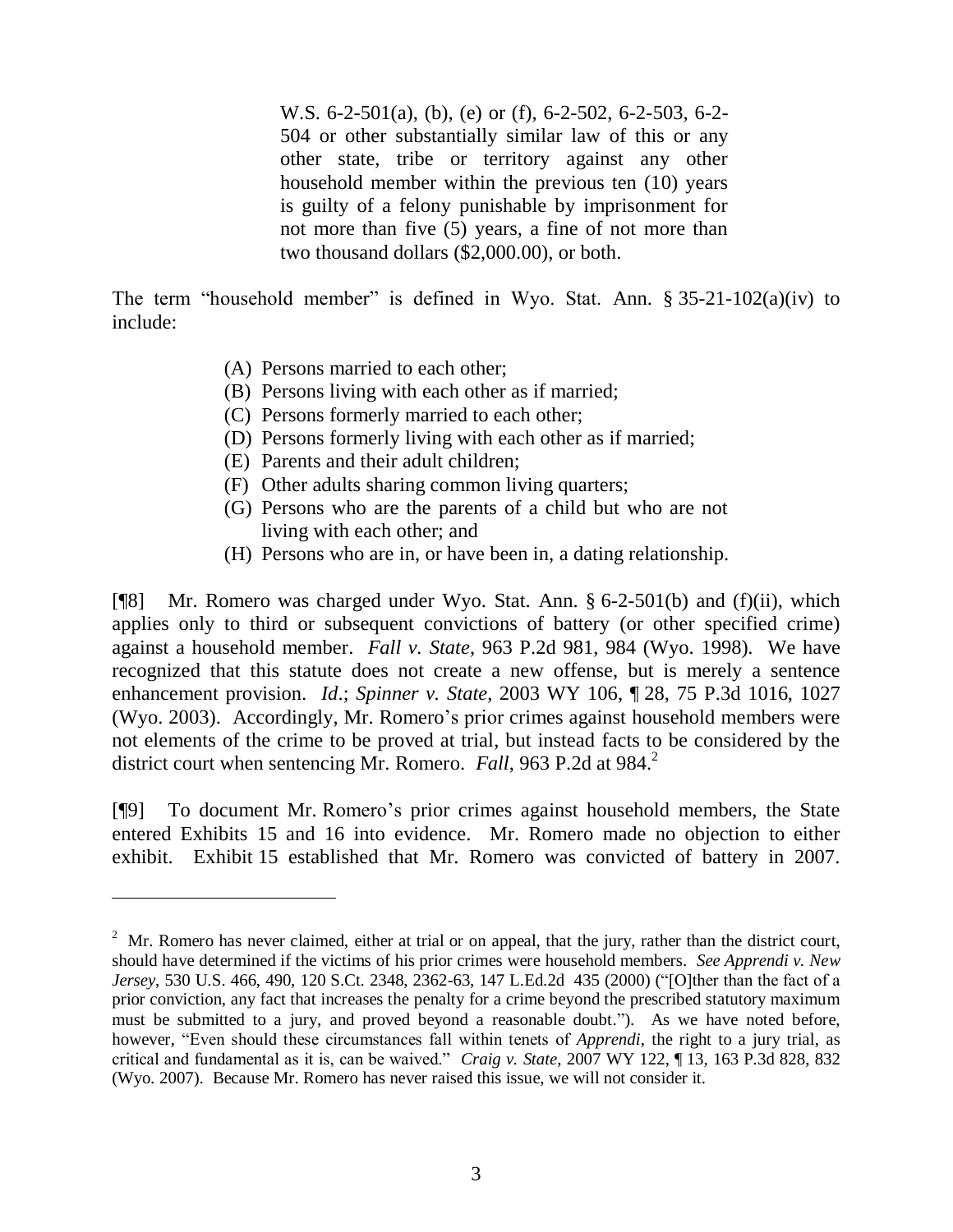> W.S. 6-2-501(a), (b), (e) or (f), 6-2-502, 6-2-503, 6-2-504 or other substantially similar law of this or any other state, tribe or territory against any other household member within the previous ten (10) years is guilty of a felony punishable by imprisonment for not more than five (5) years, a fine of not more than two thousand dollars ($2,000.00), or both.

The term "household member" is defined in Wyo. Stat. Ann. § 35-21-102(a)(iv) to include:

> (A) Persons married to each other;
> (B) Persons living with each other as if married;
> (C) Persons formerly married to each other;
> (D) Persons formerly living with each other as if married;
> (E) Parents and their adult children;
> (F) Other adults sharing common living quarters;
> (G) Persons who are the parents of a child but who are not living with each other; and
> (H) Persons who are in, or have been in, a dating relationship.

[¶8] Mr. Romero was charged under Wyo. Stat. Ann. § 6-2-501(b) and (f)(ii), which applies only to third or subsequent convictions of battery (or other specified crime) against a household member. *Fall v. State*, 963 P.2d 981, 984 (Wyo. 1998). We have recognized that this statute does not create a new offense, but is merely a sentence enhancement provision. *Id*.; *Spinner v. State*, 2003 WY 106, ¶ 28, 75 P.3d 1016, 1027 (Wyo. 2003). Accordingly, Mr. Romero's prior crimes against household members were not elements of the crime to be proved at trial, but instead facts to be considered by the district court when sentencing Mr. Romero. *Fall*, 963 P.2d at 984.[2]

[¶9] To document Mr. Romero's prior crimes against household members, the State entered Exhibits 15 and 16 into evidence. Mr. Romero made no objection to either exhibit. Exhibit 15 established that Mr. Romero was convicted of battery in 2007.

---

[2] Mr. Romero has never claimed, either at trial or on appeal, that the jury, rather than the district court, should have determined if the victims of his prior crimes were household members. *See Apprendi v. New Jersey*, 530 U.S. 466, 490, 120 S.Ct. 2348, 2362-63, 147 L.Ed.2d 435 (2000) ("[O]ther than the fact of a prior conviction, any fact that increases the penalty for a crime beyond the prescribed statutory maximum must be submitted to a jury, and proved beyond a reasonable doubt."). As we have noted before, however, "Even should these circumstances fall within tenets of *Apprendi*, the right to a jury trial, as critical and fundamental as it is, can be waived." *Craig v. State*, 2007 WY 122, ¶ 13, 163 P.3d 828, 832 (Wyo. 2007). Because Mr. Romero has never raised this issue, we will not consider it.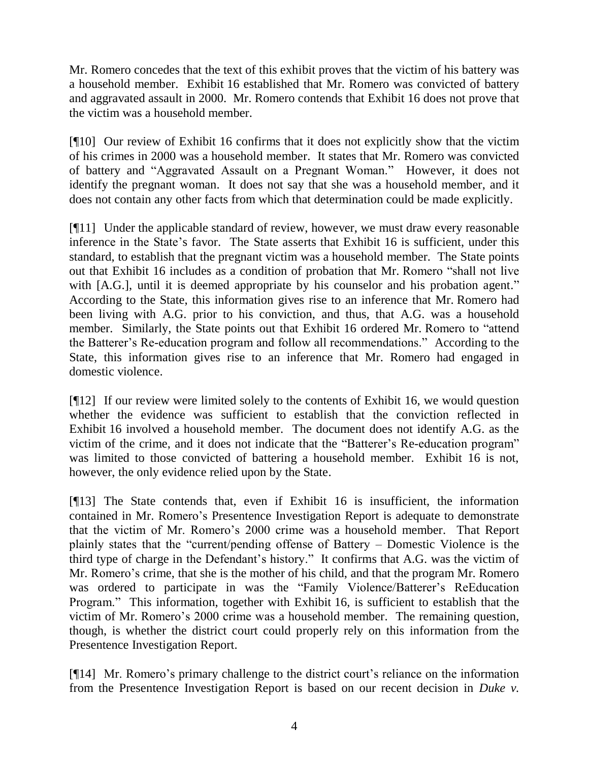Mr. Romero concedes that the text of this exhibit proves that the victim of his battery was a household member. Exhibit 16 established that Mr. Romero was convicted of battery and aggravated assault in 2000. Mr. Romero contends that Exhibit 16 does not prove that the victim was a household member.

[¶10] Our review of Exhibit 16 confirms that it does not explicitly show that the victim of his crimes in 2000 was a household member. It states that Mr. Romero was convicted of battery and "Aggravated Assault on a Pregnant Woman." However, it does not identify the pregnant woman. It does not say that she was a household member, and it does not contain any other facts from which that determination could be made explicitly.

[¶11] Under the applicable standard of review, however, we must draw every reasonable inference in the State's favor. The State asserts that Exhibit 16 is sufficient, under this standard, to establish that the pregnant victim was a household member. The State points out that Exhibit 16 includes as a condition of probation that Mr. Romero "shall not live with [A.G.], until it is deemed appropriate by his counselor and his probation agent." According to the State, this information gives rise to an inference that Mr. Romero had been living with A.G. prior to his conviction, and thus, that A.G. was a household member. Similarly, the State points out that Exhibit 16 ordered Mr. Romero to "attend the Batterer's Re-education program and follow all recommendations." According to the State, this information gives rise to an inference that Mr. Romero had engaged in domestic violence.

[¶12] If our review were limited solely to the contents of Exhibit 16, we would question whether the evidence was sufficient to establish that the conviction reflected in Exhibit 16 involved a household member. The document does not identify A.G. as the victim of the crime, and it does not indicate that the "Batterer's Re-education program" was limited to those convicted of battering a household member. Exhibit 16 is not, however, the only evidence relied upon by the State.

[¶13] The State contends that, even if Exhibit 16 is insufficient, the information contained in Mr. Romero's Presentence Investigation Report is adequate to demonstrate that the victim of Mr. Romero's 2000 crime was a household member. That Report plainly states that the "current/pending offense of Battery – Domestic Violence is the third type of charge in the Defendant's history." It confirms that A.G. was the victim of Mr. Romero's crime, that she is the mother of his child, and that the program Mr. Romero was ordered to participate in was the "Family Violence/Batterer's ReEducation Program." This information, together with Exhibit 16, is sufficient to establish that the victim of Mr. Romero's 2000 crime was a household member. The remaining question, though, is whether the district court could properly rely on this information from the Presentence Investigation Report.

[¶14] Mr. Romero's primary challenge to the district court's reliance on the information from the Presentence Investigation Report is based on our recent decision in *Duke v.*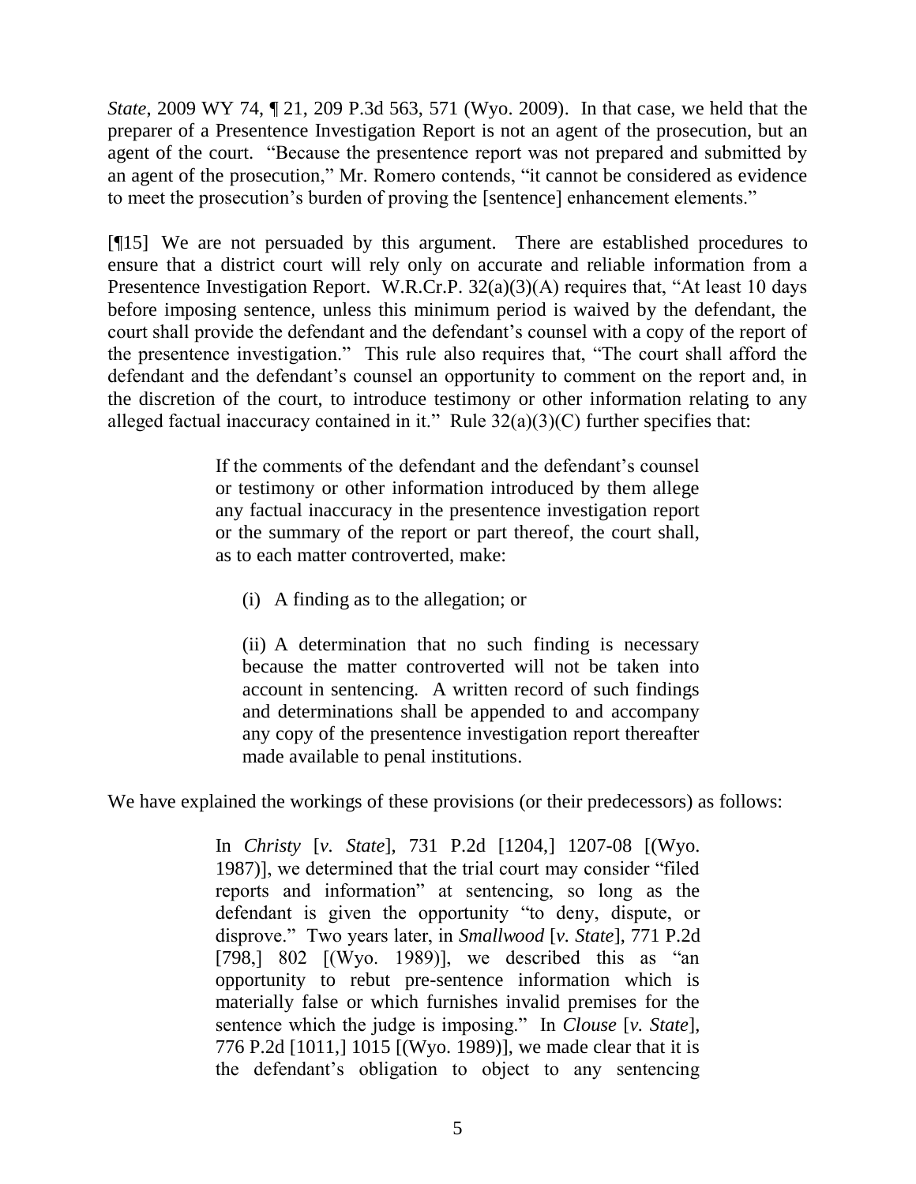*State*, 2009 WY 74, ¶ 21, 209 P.3d 563, 571 (Wyo. 2009). In that case, we held that the preparer of a Presentence Investigation Report is not an agent of the prosecution, but an agent of the court. "Because the presentence report was not prepared and submitted by an agent of the prosecution," Mr. Romero contends, "it cannot be considered as evidence to meet the prosecution's burden of proving the [sentence] enhancement elements."

[¶15] We are not persuaded by this argument. There are established procedures to ensure that a district court will rely only on accurate and reliable information from a Presentence Investigation Report. W.R.Cr.P. 32(a)(3)(A) requires that, "At least 10 days before imposing sentence, unless this minimum period is waived by the defendant, the court shall provide the defendant and the defendant's counsel with a copy of the report of the presentence investigation." This rule also requires that, "The court shall afford the defendant and the defendant's counsel an opportunity to comment on the report and, in the discretion of the court, to introduce testimony or other information relating to any alleged factual inaccuracy contained in it." Rule 32(a)(3)(C) further specifies that:

> If the comments of the defendant and the defendant's counsel or testimony or other information introduced by them allege any factual inaccuracy in the presentence investigation report or the summary of the report or part thereof, the court shall, as to each matter controverted, make:
>
> (i) A finding as to the allegation; or
>
> (ii) A determination that no such finding is necessary because the matter controverted will not be taken into account in sentencing. A written record of such findings and determinations shall be appended to and accompany any copy of the presentence investigation report thereafter made available to penal institutions.

We have explained the workings of these provisions (or their predecessors) as follows:

> In *Christy* [*v. State*], 731 P.2d [1204,] 1207-08 [(Wyo. 1987)], we determined that the trial court may consider "filed reports and information" at sentencing, so long as the defendant is given the opportunity "to deny, dispute, or disprove." Two years later, in *Smallwood* [*v. State*], 771 P.2d [798,] 802 [(Wyo. 1989)], we described this as "an opportunity to rebut pre-sentence information which is materially false or which furnishes invalid premises for the sentence which the judge is imposing." In *Clouse* [*v. State*], 776 P.2d [1011,] 1015 [(Wyo. 1989)], we made clear that it is the defendant's obligation to object to any sentencing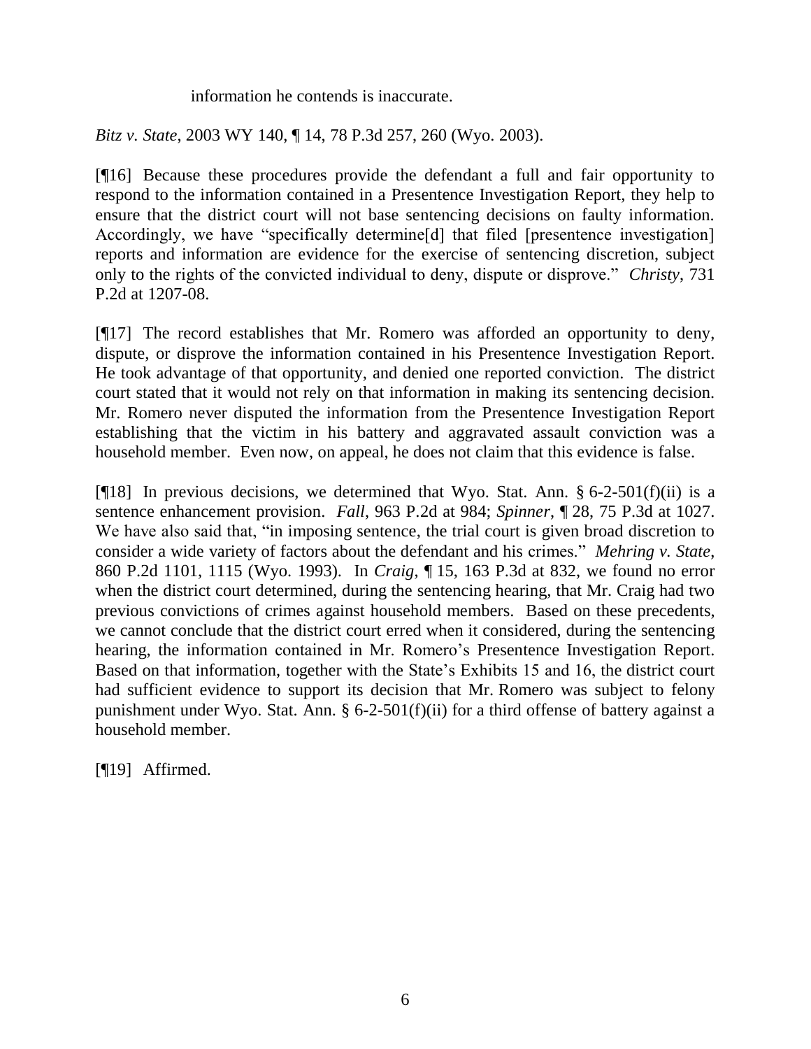information he contends is inaccurate.

*Bitz v. State*, 2003 WY 140, ¶ 14, 78 P.3d 257, 260 (Wyo. 2003).

[¶16] Because these procedures provide the defendant a full and fair opportunity to respond to the information contained in a Presentence Investigation Report, they help to ensure that the district court will not base sentencing decisions on faulty information. Accordingly, we have "specifically determine[d] that filed [presentence investigation] reports and information are evidence for the exercise of sentencing discretion, subject only to the rights of the convicted individual to deny, dispute or disprove." *Christy*, 731 P.2d at 1207-08.

[¶17] The record establishes that Mr. Romero was afforded an opportunity to deny, dispute, or disprove the information contained in his Presentence Investigation Report. He took advantage of that opportunity, and denied one reported conviction. The district court stated that it would not rely on that information in making its sentencing decision. Mr. Romero never disputed the information from the Presentence Investigation Report establishing that the victim in his battery and aggravated assault conviction was a household member. Even now, on appeal, he does not claim that this evidence is false.

[¶18] In previous decisions, we determined that Wyo. Stat. Ann. § 6-2-501(f)(ii) is a sentence enhancement provision. *Fall*, 963 P.2d at 984; *Spinner*, ¶ 28, 75 P.3d at 1027. We have also said that, "in imposing sentence, the trial court is given broad discretion to consider a wide variety of factors about the defendant and his crimes." *Mehring v. State*, 860 P.2d 1101, 1115 (Wyo. 1993). In *Craig*, ¶ 15, 163 P.3d at 832, we found no error when the district court determined, during the sentencing hearing, that Mr. Craig had two previous convictions of crimes against household members. Based on these precedents, we cannot conclude that the district court erred when it considered, during the sentencing hearing, the information contained in Mr. Romero's Presentence Investigation Report. Based on that information, together with the State's Exhibits 15 and 16, the district court had sufficient evidence to support its decision that Mr. Romero was subject to felony punishment under Wyo. Stat. Ann. § 6-2-501(f)(ii) for a third offense of battery against a household member.

[¶19] Affirmed.